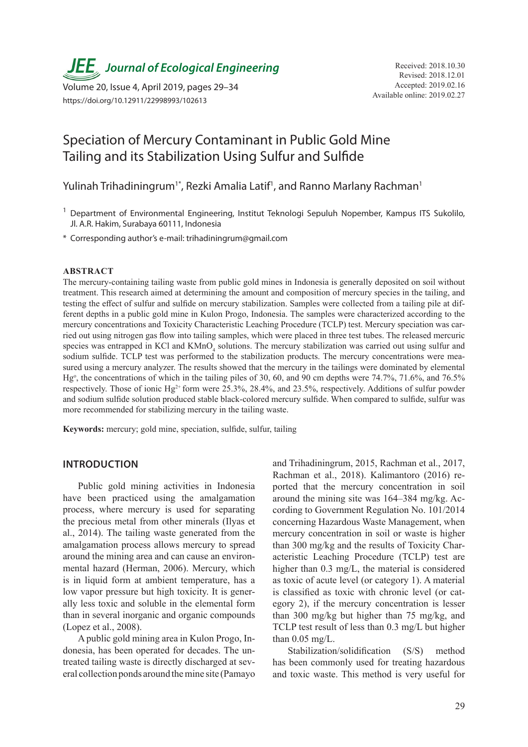# Speciation of Mercury Contaminant in Public Gold Mine Tailing and its Stabilization Using Sulfur and Sulfide

Yulinah Trihadiningrum[1*], Rezki Amalia Latif[1], and Ranno Marlany Rachman[1]

[1] Department of Environmental Engineering, Institut Teknologi Sepuluh Nopember, Kampus ITS Sukolilo, Jl. A.R. Hakim, Surabaya 60111, Indonesia

* Corresponding author's e-mail: trihadiningrum@gmail.com

Received: 2018.10.30
Revised: 2018.12.01
Accepted: 2019.02.16
Available online: 2019.02.27

## ABSTRACT

The mercury-containing tailing waste from public gold mines in Indonesia is generally deposited on soil without treatment. This research aimed at determining the amount and composition of mercury species in the tailing, and testing the effect of sulfur and sulfide on mercury stabilization. Samples were collected from a tailing pile at different depths in a public gold mine in Kulon Progo, Indonesia. The samples were characterized according to the mercury concentrations and Toxicity Characteristic Leaching Procedure (TCLP) test. Mercury speciation was carried out using nitrogen gas flow into tailing samples, which were placed in three test tubes. The released mercuric species was entrapped in KCl and $KMnO_4$ solutions. The mercury stabilization was carried out using sulfur and sodium sulfide. TCLP test was performed to the stabilization products. The mercury concentrations were measured using a mercury analyzer. The results showed that the mercury in the tailings were dominated by elemental $Hg^o$, the concentrations of which in the tailing piles of 30, 60, and 90 cm depths were 74.7%, 71.6%, and 76.5% respectively. Those of ionic $Hg^{2+}$ form were 25.3%, 28.4%, and 23.5%, respectively. Additions of sulfur powder and sodium sulfide solution produced stable black-colored mercury sulfide. When compared to sulfide, sulfur was more recommended for stabilizing mercury in the tailing waste.

**Keywords:** mercury; gold mine, speciation, sulfide, sulfur, tailing

## INTRODUCTION

Public gold mining activities in Indonesia have been practiced using the amalgamation process, where mercury is used for separating the precious metal from other minerals (Ilyas et al., 2014). The tailing waste generated from the amalgamation process allows mercury to spread around the mining area and can cause an environmental hazard (Herman, 2006). Mercury, which is in liquid form at ambient temperature, has a low vapor pressure but high toxicity. It is generally less toxic and soluble in the elemental form than in several inorganic and organic compounds (Lopez et al., 2008).

A public gold mining area in Kulon Progo, Indonesia, has been operated for decades. The untreated tailing waste is directly discharged at several collection ponds around the mine site (Pamayo and Trihadiningrum, 2015, Rachman et al., 2017, Rachman et al., 2018). Kalimantoro (2016) reported that the mercury concentration in soil around the mining site was 164–384 mg/kg. According to Government Regulation No. 101/2014 concerning Hazardous Waste Management, when mercury concentration in soil or waste is higher than 300 mg/kg and the results of Toxicity Characteristic Leaching Procedure (TCLP) test are higher than 0.3 mg/L, the material is considered as toxic of acute level (or category 1). A material is classified as toxic with chronic level (or category 2), if the mercury concentration is lesser than 300 mg/kg but higher than 75 mg/kg, and TCLP test result of less than 0.3 mg/L but higher than 0.05 mg/L.

Stabilization/solidification (S/S) method has been commonly used for treating hazardous and toxic waste. This method is very useful for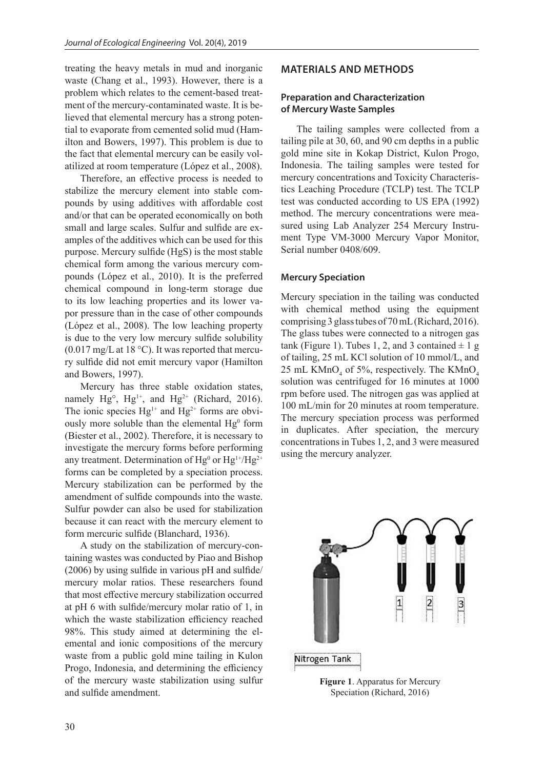treating the heavy metals in mud and inorganic waste (Chang et al., 1993). However, there is a problem which relates to the cement-based treatment of the mercury-contaminated waste. It is believed that elemental mercury has a strong potential to evaporate from cemented solid mud (Hamilton and Bowers, 1997). This problem is due to the fact that elemental mercury can be easily volatilized at room temperature (López et al., 2008).

Therefore, an effective process is needed to stabilize the mercury element into stable compounds by using additives with affordable cost and/or that can be operated economically on both small and large scales. Sulfur and sulfide are examples of the additives which can be used for this purpose. Mercury sulfide (HgS) is the most stable chemical form among the various mercury compounds (López et al., 2010). It is the preferred chemical compound in long-term storage due to its low leaching properties and its lower vapor pressure than in the case of other compounds (López et al., 2008). The low leaching property is due to the very low mercury sulfide solubility (0.017 mg/L at 18 °C). It was reported that mercury sulfide did not emit mercury vapor (Hamilton and Bowers, 1997).

Mercury has three stable oxidation states, namely $Hg°$, $Hg^{1+}$, and $Hg^{2+}$ (Richard, 2016). The ionic species $Hg^{1+}$ and $Hg^{2+}$ forms are obviously more soluble than the elemental $Hg^0$ form (Biester et al., 2002). Therefore, it is necessary to investigate the mercury forms before performing any treatment. Determination of $Hg^0$ or $Hg^{1+}/Hg^{2+}$ forms can be completed by a speciation process. Mercury stabilization can be performed by the amendment of sulfide compounds into the waste. Sulfur powder can also be used for stabilization because it can react with the mercury element to form mercuric sulfide (Blanchard, 1936).

A study on the stabilization of mercury-containing wastes was conducted by Piao and Bishop (2006) by using sulfide in various pH and sulfide/mercury molar ratios. These researchers found that most effective mercury stabilization occurred at pH 6 with sulfide/mercury molar ratio of 1, in which the waste stabilization efficiency reached 98%. This study aimed at determining the elemental and ionic compositions of the mercury waste from a public gold mine tailing in Kulon Progo, Indonesia, and determining the efficiency of the mercury waste stabilization using sulfur and sulfide amendment.

## MATERIALS AND METHODS

### Preparation and Characterization of Mercury Waste Samples

The tailing samples were collected from a tailing pile at 30, 60, and 90 cm depths in a public gold mine site in Kokap District, Kulon Progo, Indonesia. The tailing samples were tested for mercury concentrations and Toxicity Characteristics Leaching Procedure (TCLP) test. The TCLP test was conducted according to US EPA (1992) method. The mercury concentrations were measured using Lab Analyzer 254 Mercury Instrument Type VM-3000 Mercury Vapor Monitor, Serial number 0408/609.

### Mercury Speciation

Mercury speciation in the tailing was conducted with chemical method using the equipment comprising 3 glass tubes of 70 mL (Richard, 2016). The glass tubes were connected to a nitrogen gas tank (Figure 1). Tubes 1, 2, and 3 contained ± 1 g of tailing, 25 mL KCl solution of 10 mmol/L, and 25 mL $KMnO_4$ of 5%, respectively. The $KMnO_4$ solution was centrifuged for 16 minutes at 1000 rpm before used. The nitrogen gas was applied at 100 mL/min for 20 minutes at room temperature. The mercury speciation process was performed in duplicates. After speciation, the mercury concentrations in Tubes 1, 2, and 3 were measured using the mercury analyzer.

Nitrogen Tank

**Figure 1**. Apparatus for Mercury Speciation (Richard, 2016)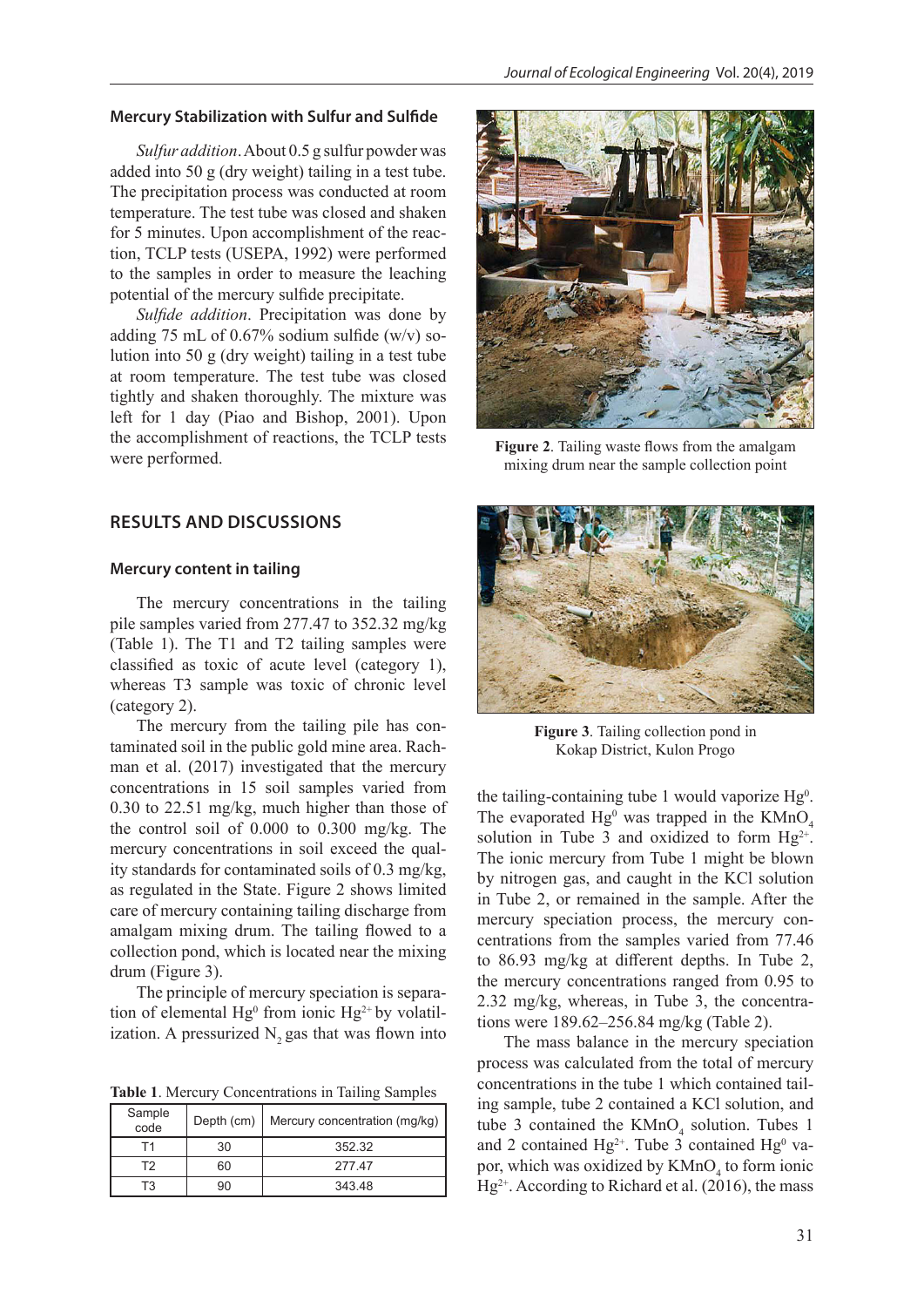### Mercury Stabilization with Sulfur and Sulfide

*Sulfur addition*. About 0.5 g sulfur powder was added into 50 g (dry weight) tailing in a test tube. The precipitation process was conducted at room temperature. The test tube was closed and shaken for 5 minutes. Upon accomplishment of the reaction, TCLP tests (USEPA, 1992) were performed to the samples in order to measure the leaching potential of the mercury sulfide precipitate.

*Sulfide addition*. Precipitation was done by adding 75 mL of 0.67% sodium sulfide (w/v) solution into 50 g (dry weight) tailing in a test tube at room temperature. The test tube was closed tightly and shaken thoroughly. The mixture was left for 1 day (Piao and Bishop, 2001). Upon the accomplishment of reactions, the TCLP tests were performed.

## RESULTS AND DISCUSSIONS

### Mercury content in tailing

The mercury concentrations in the tailing pile samples varied from 277.47 to 352.32 mg/kg (Table 1). The T1 and T2 tailing samples were classified as toxic of acute level (category 1), whereas T3 sample was toxic of chronic level (category 2).

The mercury from the tailing pile has contaminated soil in the public gold mine area. Rachman et al. (2017) investigated that the mercury concentrations in 15 soil samples varied from 0.30 to 22.51 mg/kg, much higher than those of the control soil of 0.000 to 0.300 mg/kg. The mercury concentrations in soil exceed the quality standards for contaminated soils of 0.3 mg/kg, as regulated in the State. Figure 2 shows limited care of mercury containing tailing discharge from amalgam mixing drum. The tailing flowed to a collection pond, which is located near the mixing drum (Figure 3).

The principle of mercury speciation is separation of elemental $Hg^0$ from ionic $Hg^{2+}$ by volatilization. A pressurized $N_2$ gas that was flown into

**Table 1**. Mercury Concentrations in Tailing Samples

| Sample code | Depth (cm) | Mercury concentration (mg/kg) |
|---|---|---|
| T1 | 30 | 352.32 |
| T2 | 60 | 277.47 |
| T3 | 90 | 343.48 |

**Figure 2**. Tailing waste flows from the amalgam mixing drum near the sample collection point

**Figure 3**. Tailing collection pond in Kokap District, Kulon Progo

the tailing-containing tube 1 would vaporize $Hg^0$. The evaporated $Hg^0$ was trapped in the $KMnO_4$ solution in Tube 3 and oxidized to form $Hg^{2+}$. The ionic mercury from Tube 1 might be blown by nitrogen gas, and caught in the KCl solution in Tube 2, or remained in the sample. After the mercury speciation process, the mercury concentrations from the samples varied from 77.46 to 86.93 mg/kg at different depths. In Tube 2, the mercury concentrations ranged from 0.95 to 2.32 mg/kg, whereas, in Tube 3, the concentrations were 189.62–256.84 mg/kg (Table 2).

The mass balance in the mercury speciation process was calculated from the total of mercury concentrations in the tube 1 which contained tailing sample, tube 2 contained a KCl solution, and tube 3 contained the $KMnO_4$ solution. Tubes 1 and 2 contained $Hg^{2+}$. Tube 3 contained $Hg^0$ vapor, which was oxidized by $KMnO_4$ to form ionic $Hg^{2+}$. According to Richard et al. (2016), the mass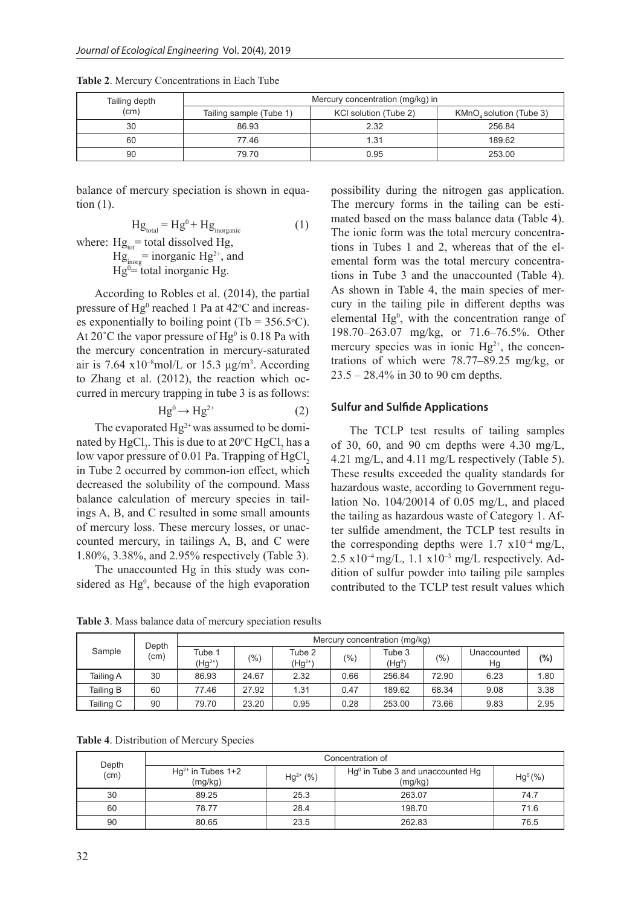**Table 2**. Mercury Concentrations in Each Tube

| Tailing depth (cm) | Mercury concentration (mg/kg) in | | |
|---|---|---|---|
| | Tailing sample (Tube 1) | KCl solution (Tube 2) | $KMnO_4$ solution (Tube 3) |
| 30 | 86.93 | 2.32 | 256.84 |
| 60 | 77.46 | 1.31 | 189.62 |
| 90 | 79.70 | 0.95 | 253.00 |

balance of mercury speciation is shown in equation (1).

$$Hg_{total} = Hg^0 + Hg_{inorganic} \quad (1)$$

where: $Hg_{tot}$ = total dissolved Hg,
$Hg_{inorg}$ = inorganic $Hg^{2+}$, and
$Hg^0$ = total inorganic Hg.

According to Robles et al. (2014), the partial pressure of $Hg^0$ reached 1 Pa at 42°C and increases exponentially to boiling point (Tb = 356.5°C). At 20˚C the vapor pressure of $Hg^0$ is 0.18 Pa with the mercury concentration in mercury-saturated air is 7.64 $x10^{-8}$mol/L or 15.3 μg/m$^3$. According to Zhang et al. (2012), the reaction which occurred in mercury trapping in tube 3 is as follows:

$$Hg^0 \rightarrow Hg^{2+} \quad (2)$$

The evaporated $Hg^{2+}$ was assumed to be dominated by $HgCl_2$. This is due to at 20°C $HgCl_2$ has a low vapor pressure of 0.01 Pa. Trapping of $HgCl_2$ in Tube 2 occurred by common-ion effect, which decreased the solubility of the compound. Mass balance calculation of mercury species in tailings A, B, and C resulted in some small amounts of mercury loss. These mercury losses, or unaccounted mercury, in tailings A, B, and C were 1.80%, 3.38%, and 2.95% respectively (Table 3).

The unaccounted Hg in this study was considered as $Hg^0$, because of the high evaporation possibility during the nitrogen gas application. The mercury forms in the tailing can be estimated based on the mass balance data (Table 4). The ionic form was the total mercury concentrations in Tubes 1 and 2, whereas that of the elemental form was the total mercury concentrations in Tube 3 and the unaccounted (Table 4). As shown in Table 4, the main species of mercury in the tailing pile in different depths was elemental $Hg^0$, with the concentration range of 198.70–263.07 mg/kg, or 71.6–76.5%. Other mercury species was in ionic $Hg^{2+}$, the concentrations of which were 78.77–89.25 mg/kg, or 23.5 – 28.4% in 30 to 90 cm depths.

## Sulfur and Sulfide Applications

The TCLP test results of tailing samples of 30, 60, and 90 cm depths were 4.30 mg/L, 4.21 mg/L, and 4.11 mg/L respectively (Table 5). These results exceeded the quality standards for hazardous waste, according to Government regulation No. 104/20014 of 0.05 mg/L, and placed the tailing as hazardous waste of Category 1. After sulfide amendment, the TCLP test results in the corresponding depths were 1.7 $x10^{-4}$ mg/L, 2.5 $x10^{-4}$ mg/L, 1.1 $x10^{-3}$ mg/L respectively. Addition of sulfur powder into tailing pile samples contributed to the TCLP test result values which

**Table 3**. Mass balance data of mercury speciation results

| Sample | Depth (cm) | Mercury concentration (mg/kg) | | | | | | | |
|---|---|---|---|---|---|---|---|---|---|
| | | Tube 1 ($Hg^{2+}$) | (%) | Tube 2 ($Hg^{2+}$) | (%) | Tube 3 ($Hg^0$) | (%) | Unaccounted Hg | (%) |
| Tailing A | 30 | 86.93 | 24.67 | 2.32 | 0.66 | 256.84 | 72.90 | 6.23 | 1.80 |
| Tailing B | 60 | 77.46 | 27.92 | 1.31 | 0.47 | 189.62 | 68.34 | 9.08 | 3.38 |
| Tailing C | 90 | 79.70 | 23.20 | 0.95 | 0.28 | 253.00 | 73.66 | 9.83 | 2.95 |

**Table 4**. Distribution of Mercury Species

| Depth (cm) | Concentration of | | | |
|---|---|---|---|---|
| | $Hg^{2+}$ in Tubes 1+2 (mg/kg) | $Hg^{2+}$ (%) | $Hg^0$ in Tube 3 and unaccounted Hg (mg/kg) | $Hg^0$ (%) |
| 30 | 89.25 | 25.3 | 263.07 | 74.7 |
| 60 | 78.77 | 28.4 | 198.70 | 71.6 |
| 90 | 80.65 | 23.5 | 262.83 | 76.5 |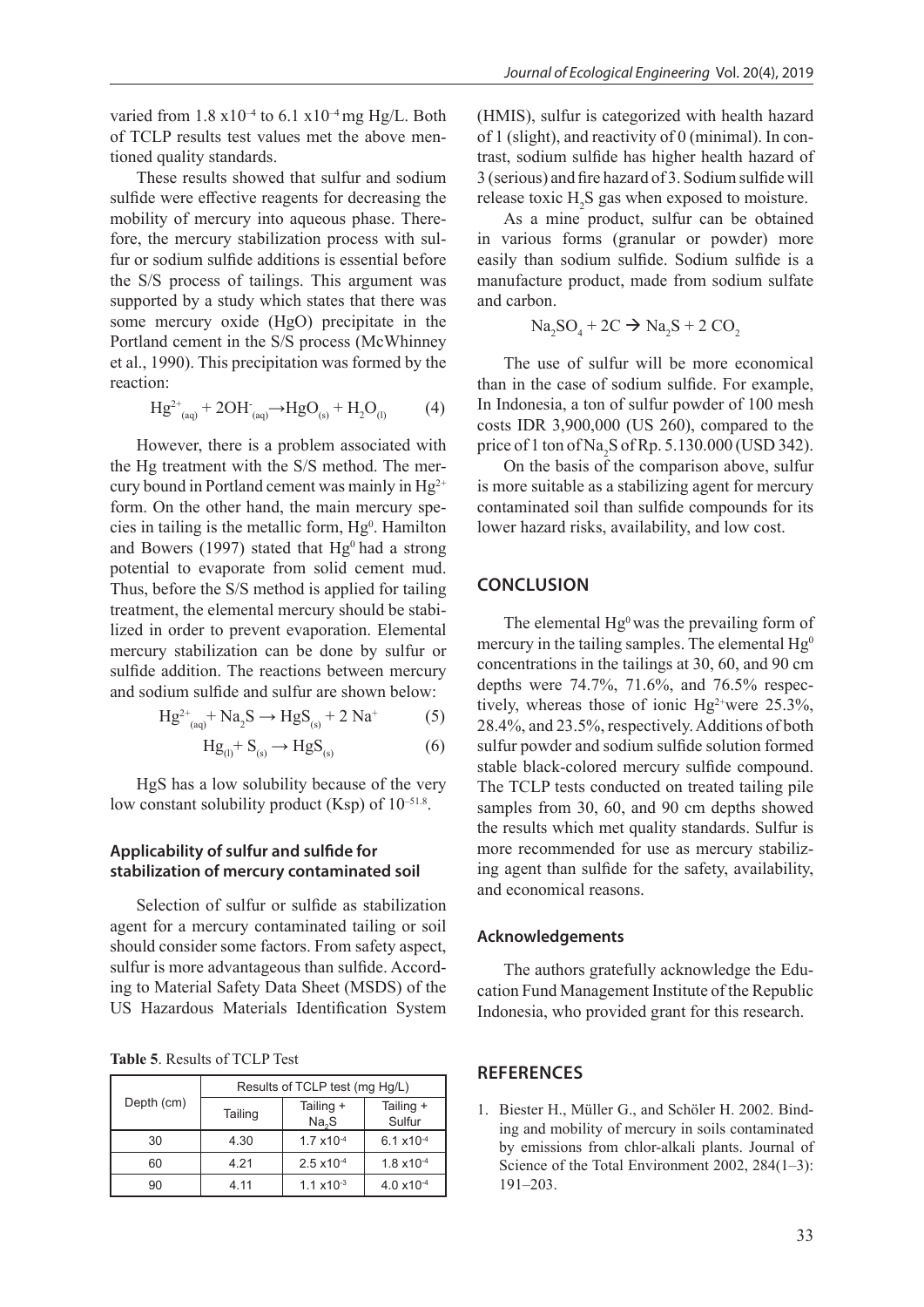varied from $1.8 \times 10^{-4}$ to $6.1 \times 10^{-4}$ mg Hg/L. Both of TCLP results test values met the above mentioned quality standards.

These results showed that sulfur and sodium sulfide were effective reagents for decreasing the mobility of mercury into aqueous phase. Therefore, the mercury stabilization process with sulfur or sodium sulfide additions is essential before the S/S process of tailings. This argument was supported by a study which states that there was some mercury oxide (HgO) precipitate in the Portland cement in the S/S process (McWhinney et al., 1990). This precipitation was formed by the reaction:

$$Hg^{2+}_{(aq)} + 2OH^{-}_{(aq)} \rightarrow HgO_{(s)} + H_2O_{(l)} \quad (4)$$

However, there is a problem associated with the Hg treatment with the S/S method. The mercury bound in Portland cement was mainly in $Hg^{2+}$ form. On the other hand, the main mercury species in tailing is the metallic form, $Hg^0$. Hamilton and Bowers (1997) stated that $Hg^0$ had a strong potential to evaporate from solid cement mud. Thus, before the S/S method is applied for tailing treatment, the elemental mercury should be stabilized in order to prevent evaporation. Elemental mercury stabilization can be done by sulfur or sulfide addition. The reactions between mercury and sodium sulfide and sulfur are shown below:

$$Hg^{2+}_{(aq)} + Na_2S \rightarrow HgS_{(s)} + 2\,Na^+ \quad (5)$$

$$Hg_{(l)} + S_{(s)} \rightarrow HgS_{(s)} \quad (6)$$

HgS has a low solubility because of the very low constant solubility product (Ksp) of $10^{-51.8}$.

### Applicability of sulfur and sulfide for stabilization of mercury contaminated soil

Selection of sulfur or sulfide as stabilization agent for a mercury contaminated tailing or soil should consider some factors. From safety aspect, sulfur is more advantageous than sulfide. According to Material Safety Data Sheet (MSDS) of the US Hazardous Materials Identification System (HMIS), sulfur is categorized with health hazard of 1 (slight), and reactivity of 0 (minimal). In contrast, sodium sulfide has higher health hazard of 3 (serious) and fire hazard of 3. Sodium sulfide will release toxic $H_2S$ gas when exposed to moisture.

As a mine product, sulfur can be obtained in various forms (granular or powder) more easily than sodium sulfide. Sodium sulfide is a manufacture product, made from sodium sulfate and carbon.

$$Na_2SO_4 + 2C \rightarrow Na_2S + 2\,CO_2$$

The use of sulfur will be more economical than in the case of sodium sulfide. For example, In Indonesia, a ton of sulfur powder of 100 mesh costs IDR 3,900,000 (US 260), compared to the price of 1 ton of $Na_2S$ of Rp. 5.130.000 (USD 342).

On the basis of the comparison above, sulfur is more suitable as a stabilizing agent for mercury contaminated soil than sulfide compounds for its lower hazard risks, availability, and low cost.

**Table 5**. Results of TCLP Test

| Depth (cm) | Results of TCLP test (mg Hg/L) | | |
|---|---|---|---|
| | Tailing | Tailing + $Na_2S$ | Tailing + Sulfur |
| 30 | 4.30 | $1.7 \times 10^{-4}$ | $6.1 \times 10^{-4}$ |
| 60 | 4.21 | $2.5 \times 10^{-4}$ | $1.8 \times 10^{-4}$ |
| 90 | 4.11 | $1.1 \times 10^{-3}$ | $4.0 \times 10^{-4}$ |

## CONCLUSION

The elemental $Hg^0$ was the prevailing form of mercury in the tailing samples. The elemental $Hg^0$ concentrations in the tailings at 30, 60, and 90 cm depths were 74.7%, 71.6%, and 76.5% respectively, whereas those of ionic $Hg^{2+}$were 25.3%, 28.4%, and 23.5%, respectively. Additions of both sulfur powder and sodium sulfide solution formed stable black-colored mercury sulfide compound. The TCLP tests conducted on treated tailing pile samples from 30, 60, and 90 cm depths showed the results which met quality standards. Sulfur is more recommended for use as mercury stabilizing agent than sulfide for the safety, availability, and economical reasons.

### Acknowledgements

The authors gratefully acknowledge the Education Fund Management Institute of the Republic Indonesia, who provided grant for this research.

## REFERENCES

1. Biester H., Müller G., and Schöler H. 2002. Binding and mobility of mercury in soils contaminated by emissions from chlor-alkali plants. Journal of Science of the Total Environment 2002, 284(1–3): 191–203.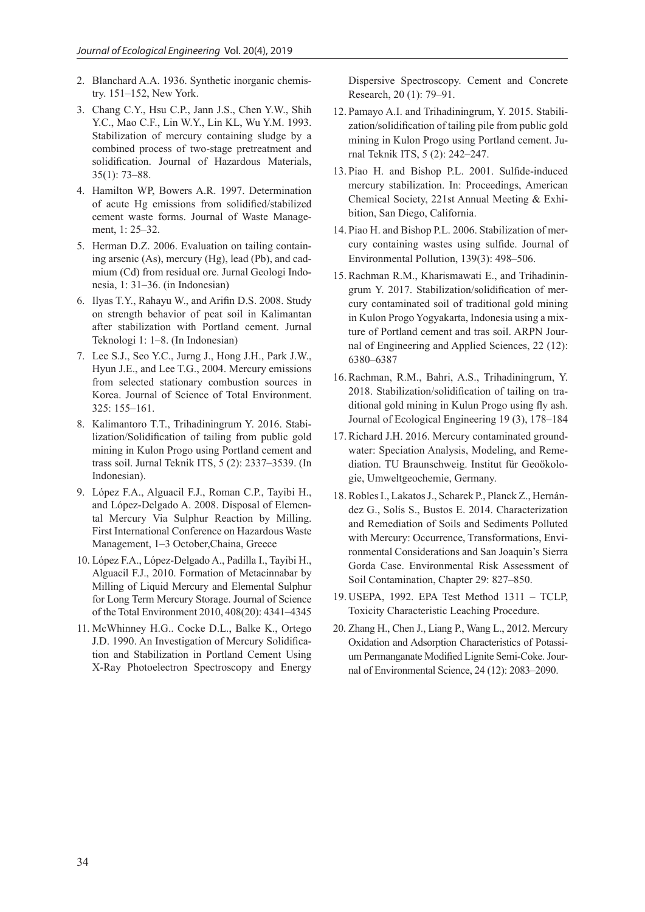2. Blanchard A.A. 1936. Synthetic inorganic chemistry. 151–152, New York.
3. Chang C.Y., Hsu C.P., Jann J.S., Chen Y.W., Shih Y.C., Mao C.F., Lin W.Y., Lin KL, Wu Y.M. 1993. Stabilization of mercury containing sludge by a combined process of two-stage pretreatment and solidification. Journal of Hazardous Materials, 35(1): 73–88.
4. Hamilton WP, Bowers A.R. 1997. Determination of acute Hg emissions from solidified/stabilized cement waste forms. Journal of Waste Management, 1: 25–32.
5. Herman D.Z. 2006. Evaluation on tailing containing arsenic (As), mercury (Hg), lead (Pb), and cadmium (Cd) from residual ore. Jurnal Geologi Indonesia, 1: 31–36. (in Indonesian)
6. Ilyas T.Y., Rahayu W., and Arifin D.S. 2008. Study on strength behavior of peat soil in Kalimantan after stabilization with Portland cement. Jurnal Teknologi 1: 1–8. (In Indonesian)
7. Lee S.J., Seo Y.C., Jurng J., Hong J.H., Park J.W., Hyun J.E., and Lee T.G., 2004. Mercury emissions from selected stationary combustion sources in Korea. Journal of Science of Total Environment. 325: 155–161.
8. Kalimantoro T.T., Trihadiningrum Y. 2016. Stabilization/Solidification of tailing from public gold mining in Kulon Progo using Portland cement and trass soil. Jurnal Teknik ITS, 5 (2): 2337–3539. (In Indonesian).
9. López F.A., Alguacil F.J., Roman C.P., Tayibi H., and López-Delgado A. 2008. Disposal of Elemental Mercury Via Sulphur Reaction by Milling. First International Conference on Hazardous Waste Management, 1–3 October,Chaina, Greece
10. López F.A., López-Delgado A., Padilla I., Tayibi H., Alguacil F.J., 2010. Formation of Metacinnabar by Milling of Liquid Mercury and Elemental Sulphur for Long Term Mercury Storage. Journal of Science of the Total Environment 2010, 408(20): 4341–4345
11. McWhinney H.G.. Cocke D.L., Balke K., Ortego J.D. 1990. An Investigation of Mercury Solidification and Stabilization in Portland Cement Using X-Ray Photoelectron Spectroscopy and Energy Dispersive Spectroscopy. Cement and Concrete Research, 20 (1): 79–91.
12. Pamayo A.I. and Trihadiningrum, Y. 2015. Stabilization/solidification of tailing pile from public gold mining in Kulon Progo using Portland cement. Jurnal Teknik ITS, 5 (2): 242–247.
13. Piao H. and Bishop P.L. 2001. Sulfide-induced mercury stabilization. In: Proceedings, American Chemical Society, 221st Annual Meeting & Exhibition, San Diego, California.
14. Piao H. and Bishop P.L. 2006. Stabilization of mercury containing wastes using sulfide. Journal of Environmental Pollution, 139(3): 498–506.
15. Rachman R.M., Kharismawati E., and Trihadiningrum Y. 2017. Stabilization/solidification of mercury contaminated soil of traditional gold mining in Kulon Progo Yogyakarta, Indonesia using a mixture of Portland cement and tras soil. ARPN Journal of Engineering and Applied Sciences, 22 (12): 6380–6387
16. Rachman, R.M., Bahri, A.S., Trihadiningrum, Y. 2018. Stabilization/solidification of tailing on traditional gold mining in Kulun Progo using fly ash. Journal of Ecological Engineering 19 (3), 178–184
17. Richard J.H. 2016. Mercury contaminated groundwater: Speciation Analysis, Modeling, and Remediation. TU Braunschweig. Institut für Geoökologie, Umweltgeochemie, Germany.
18. Robles I., Lakatos J., Scharek P., Planck Z., Hernández G., Solís S., Bustos E. 2014. Characterization and Remediation of Soils and Sediments Polluted with Mercury: Occurrence, Transformations, Environmental Considerations and San Joaquin's Sierra Gorda Case. Environmental Risk Assessment of Soil Contamination, Chapter 29: 827–850.
19. USEPA, 1992. EPA Test Method 1311 – TCLP, Toxicity Characteristic Leaching Procedure.
20. Zhang H., Chen J., Liang P., Wang L., 2012. Mercury Oxidation and Adsorption Characteristics of Potassium Permanganate Modified Lignite Semi-Coke. Journal of Environmental Science, 24 (12): 2083–2090.